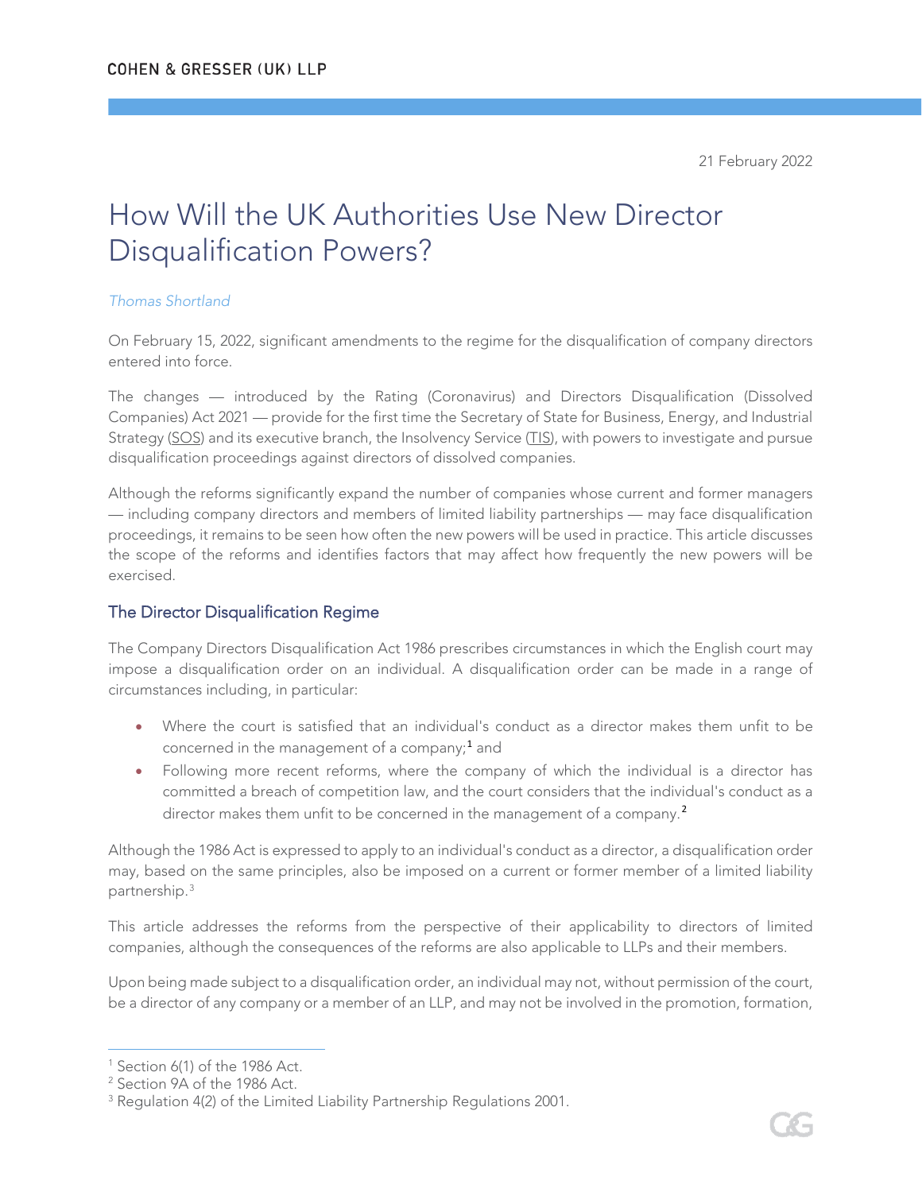21 February 2022

# How Will the UK Authorities Use New Director Disqualification Powers?

*Thomas Shortland*

On February 15, 2022, significant amendments to the regime for the disqualification of company directors entered into force.

The changes — introduced by the Rating (Coronavirus) and Directors Disqualification (Dissolved Companies) Act 2021 — provide for the first time the Secretary of State for Business, Energy, and Industrial Strategy (SOS) and its executive branch, the Insolvency Service (TIS), with powers to investigate and pursue disqualification proceedings against directors of dissolved companies.

Although the reforms significantly expand the number of companies whose current and former managers — including company directors and members of limited liability partnerships — may face disqualification proceedings, it remains to be seen how often the new powers will be used in practice. This article discusses the scope of the reforms and identifies factors that may affect how frequently the new powers will be exercised.

## The Director Disqualification Regime

The Company Directors Disqualification Act 1986 prescribes circumstances in which the English court may impose a disqualification order on an individual. A disqualification order can be made in a range of circumstances including, in particular:

- Where the court is satisfied that an individual's conduct as a director makes them unfit to be concerned in the management of a company;[1] and
- Following more recent reforms, where the company of which the individual is a director has committed a breach of competition law, and the court considers that the individual's conduct as a director makes them unfit to be concerned in the management of a company.[2]

Although the 1986 Act is expressed to apply to an individual's conduct as a director, a disqualification order may, based on the same principles, also be imposed on a current or former member of a limited liability partnership.[3]

This article addresses the reforms from the perspective of their applicability to directors of limited companies, although the consequences of the reforms are also applicable to LLPs and their members.

Upon being made subject to a disqualification order, an individual may not, without permission of the court, be a director of any company or a member of an LLP, and may not be involved in the promotion, formation,

---

[1] Section 6(1) of the 1986 Act.

[2] Section 9A of the 1986 Act.

[3] Regulation 4(2) of the Limited Liability Partnership Regulations 2001.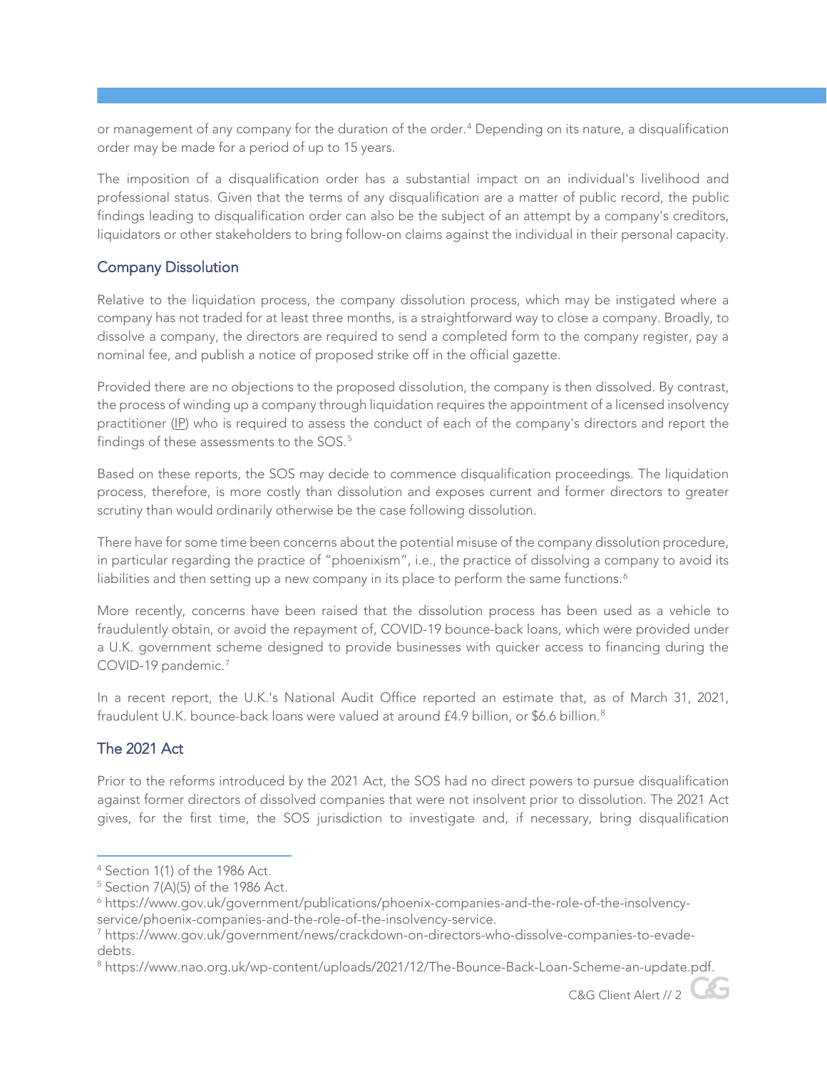or management of any company for the duration of the order.[4] Depending on its nature, a disqualification order may be made for a period of up to 15 years.

The imposition of a disqualification order has a substantial impact on an individual's livelihood and professional status. Given that the terms of any disqualification are a matter of public record, the public findings leading to disqualification order can also be the subject of an attempt by a company's creditors, liquidators or other stakeholders to bring follow-on claims against the individual in their personal capacity.

## Company Dissolution

Relative to the liquidation process, the company dissolution process, which may be instigated where a company has not traded for at least three months, is a straightforward way to close a company. Broadly, to dissolve a company, the directors are required to send a completed form to the company register, pay a nominal fee, and publish a notice of proposed strike off in the official gazette.

Provided there are no objections to the proposed dissolution, the company is then dissolved. By contrast, the process of winding up a company through liquidation requires the appointment of a licensed insolvency practitioner (IP) who is required to assess the conduct of each of the company's directors and report the findings of these assessments to the SOS.[5]

Based on these reports, the SOS may decide to commence disqualification proceedings. The liquidation process, therefore, is more costly than dissolution and exposes current and former directors to greater scrutiny than would ordinarily otherwise be the case following dissolution.

There have for some time been concerns about the potential misuse of the company dissolution procedure, in particular regarding the practice of "phoenixism", i.e., the practice of dissolving a company to avoid its liabilities and then setting up a new company in its place to perform the same functions.[6]

More recently, concerns have been raised that the dissolution process has been used as a vehicle to fraudulently obtain, or avoid the repayment of, COVID-19 bounce-back loans, which were provided under a U.K. government scheme designed to provide businesses with quicker access to financing during the COVID-19 pandemic.[7]

In a recent report, the U.K.'s National Audit Office reported an estimate that, as of March 31, 2021, fraudulent U.K. bounce-back loans were valued at around £4.9 billion, or $6.6 billion.[8]

## The 2021 Act

Prior to the reforms introduced by the 2021 Act, the SOS had no direct powers to pursue disqualification against former directors of dissolved companies that were not insolvent prior to dissolution. The 2021 Act gives, for the first time, the SOS jurisdiction to investigate and, if necessary, bring disqualification

---

[4] Section 1(1) of the 1986 Act.

[5] Section 7(A)(5) of the 1986 Act.

[6] https://www.gov.uk/government/publications/phoenix-companies-and-the-role-of-the-insolvency-service/phoenix-companies-and-the-role-of-the-insolvency-service.

[7] https://www.gov.uk/government/news/crackdown-on-directors-who-dissolve-companies-to-evade-debts.

[8] https://www.nao.org.uk/wp-content/uploads/2021/12/The-Bounce-Back-Loan-Scheme-an-update.pdf.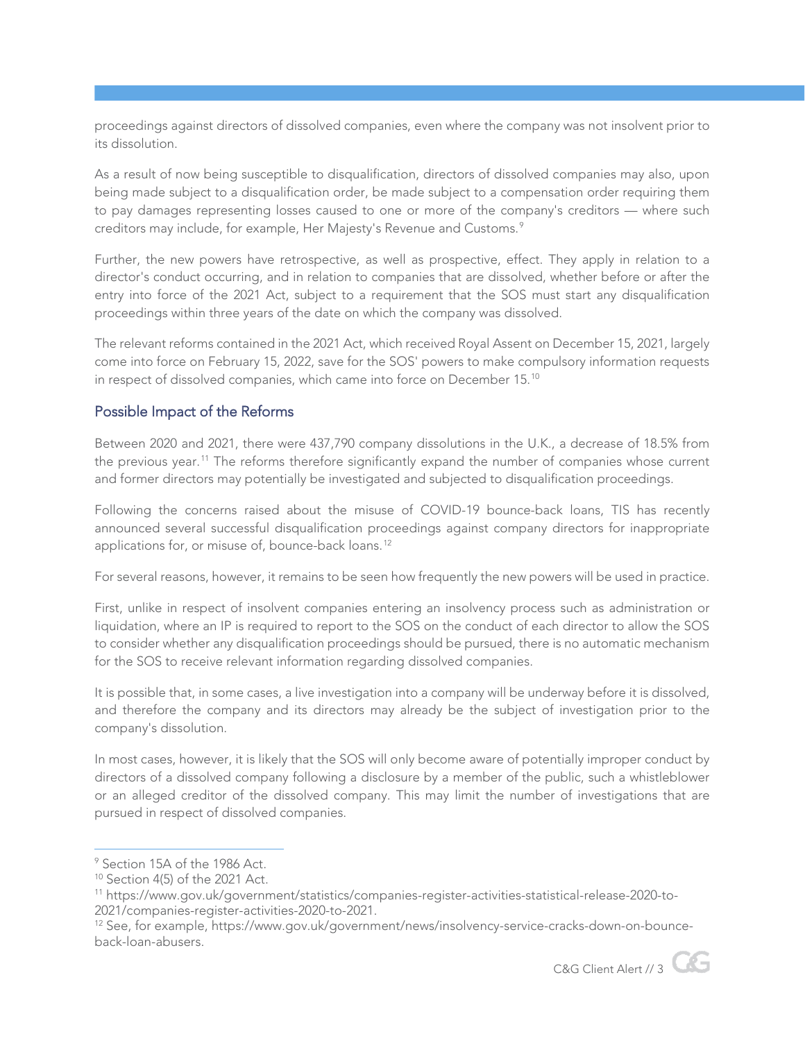proceedings against directors of dissolved companies, even where the company was not insolvent prior to its dissolution.

As a result of now being susceptible to disqualification, directors of dissolved companies may also, upon being made subject to a disqualification order, be made subject to a compensation order requiring them to pay damages representing losses caused to one or more of the company's creditors — where such creditors may include, for example, Her Majesty's Revenue and Customs.[9]

Further, the new powers have retrospective, as well as prospective, effect. They apply in relation to a director's conduct occurring, and in relation to companies that are dissolved, whether before or after the entry into force of the 2021 Act, subject to a requirement that the SOS must start any disqualification proceedings within three years of the date on which the company was dissolved.

The relevant reforms contained in the 2021 Act, which received Royal Assent on December 15, 2021, largely come into force on February 15, 2022, save for the SOS' powers to make compulsory information requests in respect of dissolved companies, which came into force on December 15.[10]

## Possible Impact of the Reforms

Between 2020 and 2021, there were 437,790 company dissolutions in the U.K., a decrease of 18.5% from the previous year.[11] The reforms therefore significantly expand the number of companies whose current and former directors may potentially be investigated and subjected to disqualification proceedings.

Following the concerns raised about the misuse of COVID-19 bounce-back loans, TIS has recently announced several successful disqualification proceedings against company directors for inappropriate applications for, or misuse of, bounce-back loans.[12]

For several reasons, however, it remains to be seen how frequently the new powers will be used in practice.

First, unlike in respect of insolvent companies entering an insolvency process such as administration or liquidation, where an IP is required to report to the SOS on the conduct of each director to allow the SOS to consider whether any disqualification proceedings should be pursued, there is no automatic mechanism for the SOS to receive relevant information regarding dissolved companies.

It is possible that, in some cases, a live investigation into a company will be underway before it is dissolved, and therefore the company and its directors may already be the subject of investigation prior to the company's dissolution.

In most cases, however, it is likely that the SOS will only become aware of potentially improper conduct by directors of a dissolved company following a disclosure by a member of the public, such a whistleblower or an alleged creditor of the dissolved company. This may limit the number of investigations that are pursued in respect of dissolved companies.

---

[9] Section 15A of the 1986 Act.

[10] Section 4(5) of the 2021 Act.

[11] https://www.gov.uk/government/statistics/companies-register-activities-statistical-release-2020-to-2021/companies-register-activities-2020-to-2021.

[12] See, for example, https://www.gov.uk/government/news/insolvency-service-cracks-down-on-bounce-back-loan-abusers.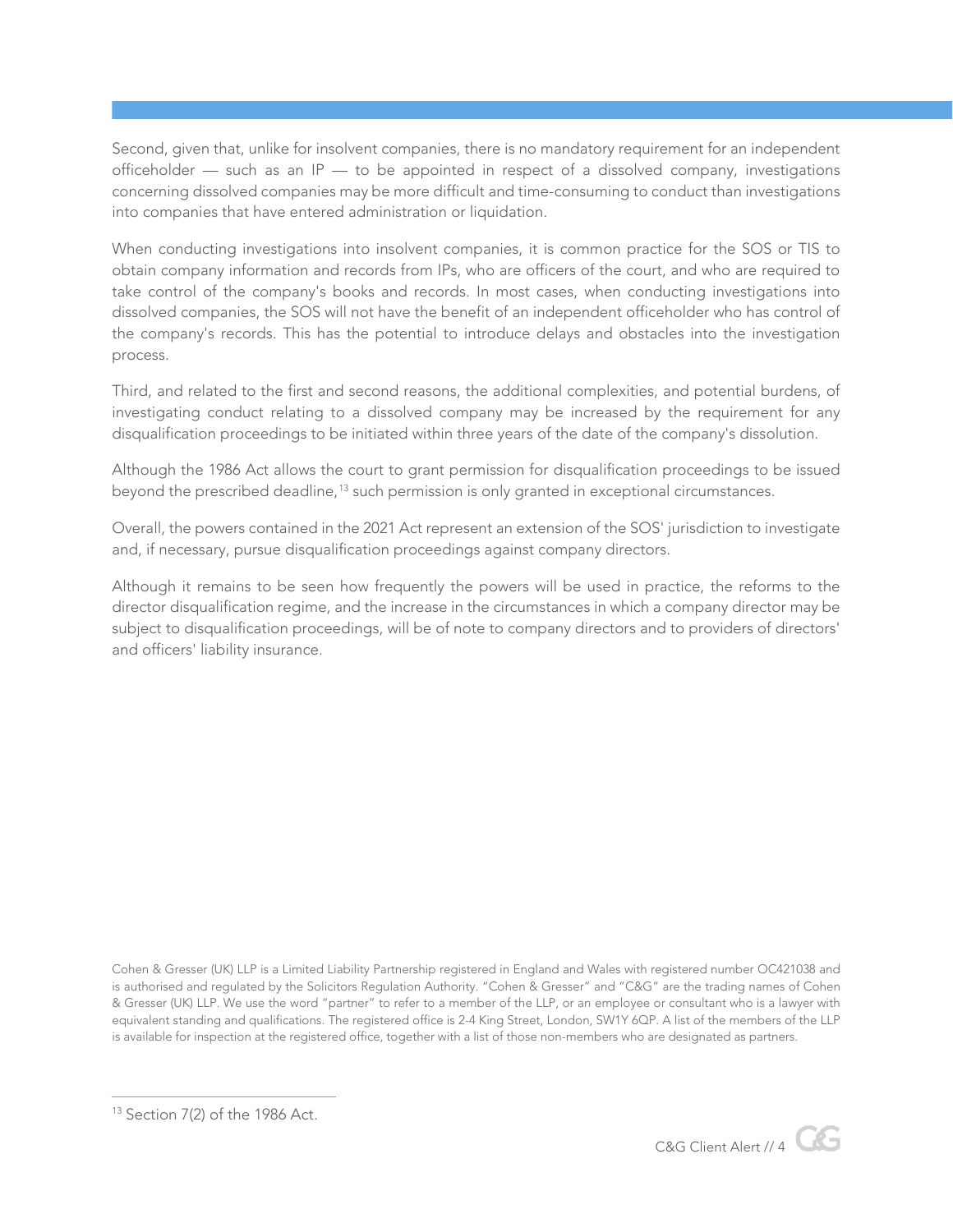Second, given that, unlike for insolvent companies, there is no mandatory requirement for an independent officeholder — such as an IP — to be appointed in respect of a dissolved company, investigations concerning dissolved companies may be more difficult and time-consuming to conduct than investigations into companies that have entered administration or liquidation.

When conducting investigations into insolvent companies, it is common practice for the SOS or TIS to obtain company information and records from IPs, who are officers of the court, and who are required to take control of the company's books and records. In most cases, when conducting investigations into dissolved companies, the SOS will not have the benefit of an independent officeholder who has control of the company's records. This has the potential to introduce delays and obstacles into the investigation process.

Third, and related to the first and second reasons, the additional complexities, and potential burdens, of investigating conduct relating to a dissolved company may be increased by the requirement for any disqualification proceedings to be initiated within three years of the date of the company's dissolution.

Although the 1986 Act allows the court to grant permission for disqualification proceedings to be issued beyond the prescribed deadline,[13] such permission is only granted in exceptional circumstances.

Overall, the powers contained in the 2021 Act represent an extension of the SOS' jurisdiction to investigate and, if necessary, pursue disqualification proceedings against company directors.

Although it remains to be seen how frequently the powers will be used in practice, the reforms to the director disqualification regime, and the increase in the circumstances in which a company director may be subject to disqualification proceedings, will be of note to company directors and to providers of directors' and officers' liability insurance.

Cohen & Gresser (UK) LLP is a Limited Liability Partnership registered in England and Wales with registered number OC421038 and is authorised and regulated by the Solicitors Regulation Authority. "Cohen & Gresser" and "C&G" are the trading names of Cohen & Gresser (UK) LLP. We use the word "partner" to refer to a member of the LLP, or an employee or consultant who is a lawyer with equivalent standing and qualifications. The registered office is 2-4 King Street, London, SW1Y 6QP. A list of the members of the LLP is available for inspection at the registered office, together with a list of those non-members who are designated as partners.

---

[13] Section 7(2) of the 1986 Act.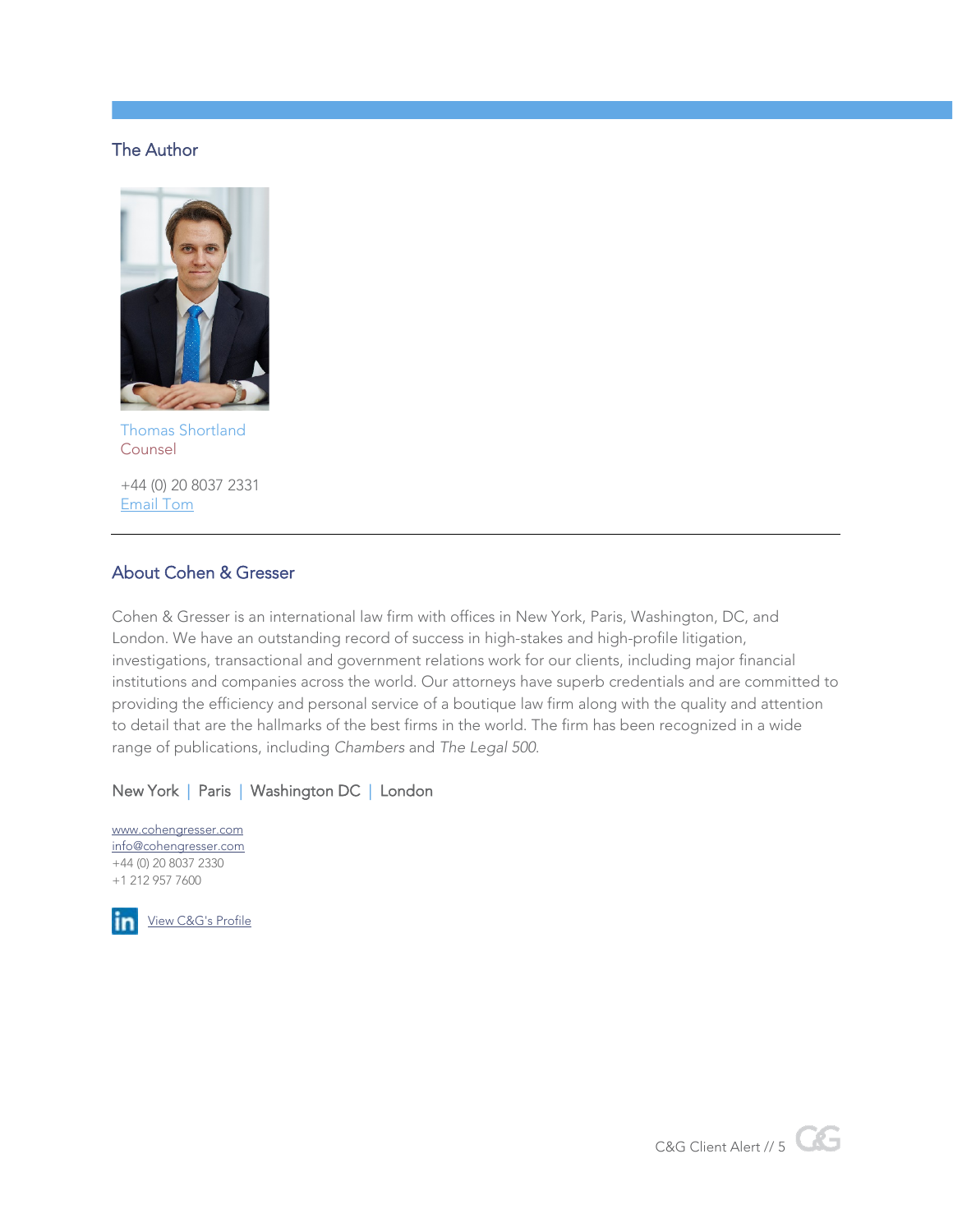## The Author

Thomas Shortland
Counsel

+44 (0) 20 8037 2331
Email Tom

---

## About Cohen & Gresser

Cohen & Gresser is an international law firm with offices in New York, Paris, Washington, DC, and London. We have an outstanding record of success in high-stakes and high-profile litigation, investigations, transactional and government relations work for our clients, including major financial institutions and companies across the world. Our attorneys have superb credentials and are committed to providing the efficiency and personal service of a boutique law firm along with the quality and attention to detail that are the hallmarks of the best firms in the world. The firm has been recognized in a wide range of publications, including *Chambers* and *The Legal 500.*

New York | Paris | Washington DC | London

www.cohengresser.com
info@cohengresser.com
+44 (0) 20 8037 2330
+1 212 957 7600

View C&G's Profile